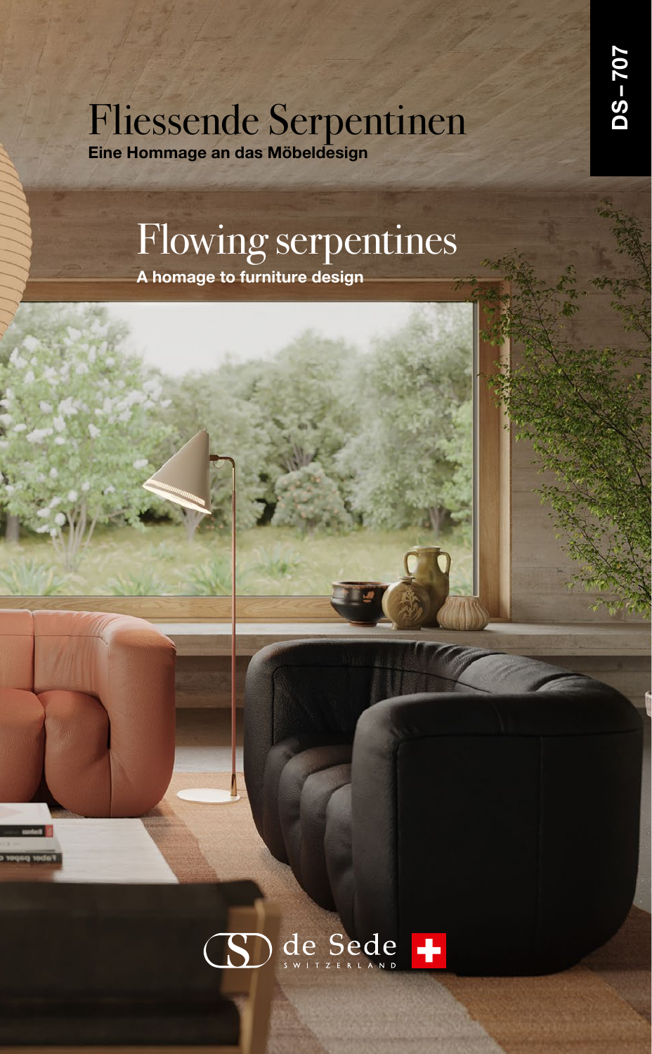DS–707

# Fliessende Serpentinen

**Eine Hommage an das Möbeldesign**

# Flowing serpentines

**A homage to furniture design**

de Sede SWITZERLAND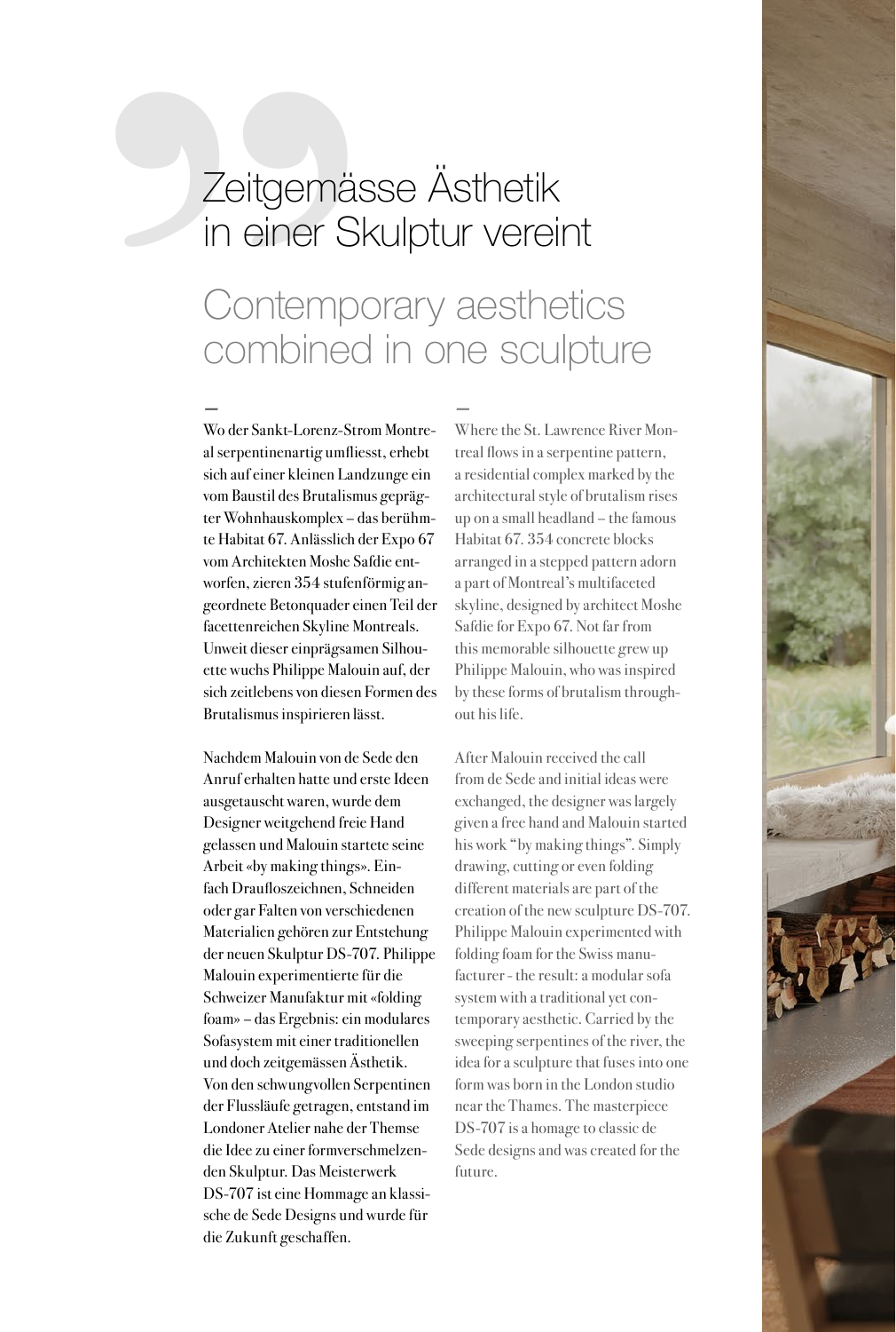# Zeitgemässe Ästhetik in einer Skulptur vereint

# Contemporary aesthetics combined in one sculpture

–

Wo der Sankt-Lorenz-Strom Montreal serpentinenartig umfliesst, erhebt sich auf einer kleinen Landzunge ein vom Baustil des Brutalismus geprägter Wohnhauskomplex – das berühmte Habitat 67. Anlässlich der Expo 67 vom Architekten Moshe Safdie entworfen, zieren 354 stufenförmig angeordnete Betonquader einen Teil der facettenreichen Skyline Montreals. Unweit dieser einprägsamen Silhouette wuchs Philippe Malouin auf, der sich zeitlebens von diesen Formen des Brutalismus inspirieren lässt.

Nachdem Malouin von de Sede den Anruf erhalten hatte und erste Ideen ausgetauscht waren, wurde dem Designer weitgehend freie Hand gelassen und Malouin startete seine Arbeit «by making things». Einfach Draufloszeichnen, Schneiden oder gar Falten von verschiedenen Materialien gehören zur Entstehung der neuen Skulptur DS-707. Philippe Malouin experimentierte für die Schweizer Manufaktur mit «folding foam» – das Ergebnis: ein modulares Sofasystem mit einer traditionellen und doch zeitgemässen Ästhetik. Von den schwungvollen Serpentinen der Flussläufe getragen, entstand im Londoner Atelier nahe der Themse die Idee zu einer formverschmelzenden Skulptur. Das Meisterwerk DS-707 ist eine Hommage an klassische de Sede Designs und wurde für die Zukunft geschaffen.

–

Where the St. Lawrence River Montreal flows in a serpentine pattern, a residential complex marked by the architectural style of brutalism rises up on a small headland – the famous Habitat 67. 354 concrete blocks arranged in a stepped pattern adorn a part of Montreal's multifaceted skyline, designed by architect Moshe Safdie for Expo 67. Not far from this memorable silhouette grew up Philippe Malouin, who was inspired by these forms of brutalism throughout his life.

After Malouin received the call from de Sede and initial ideas were exchanged, the designer was largely given a free hand and Malouin started his work "by making things". Simply drawing, cutting or even folding different materials are part of the creation of the new sculpture DS-707. Philippe Malouin experimented with folding foam for the Swiss manufacturer - the result: a modular sofa system with a traditional yet contemporary aesthetic. Carried by the sweeping serpentines of the river, the idea for a sculpture that fuses into one form was born in the London studio near the Thames. The masterpiece DS-707 is a homage to classic de Sede designs and was created for the future.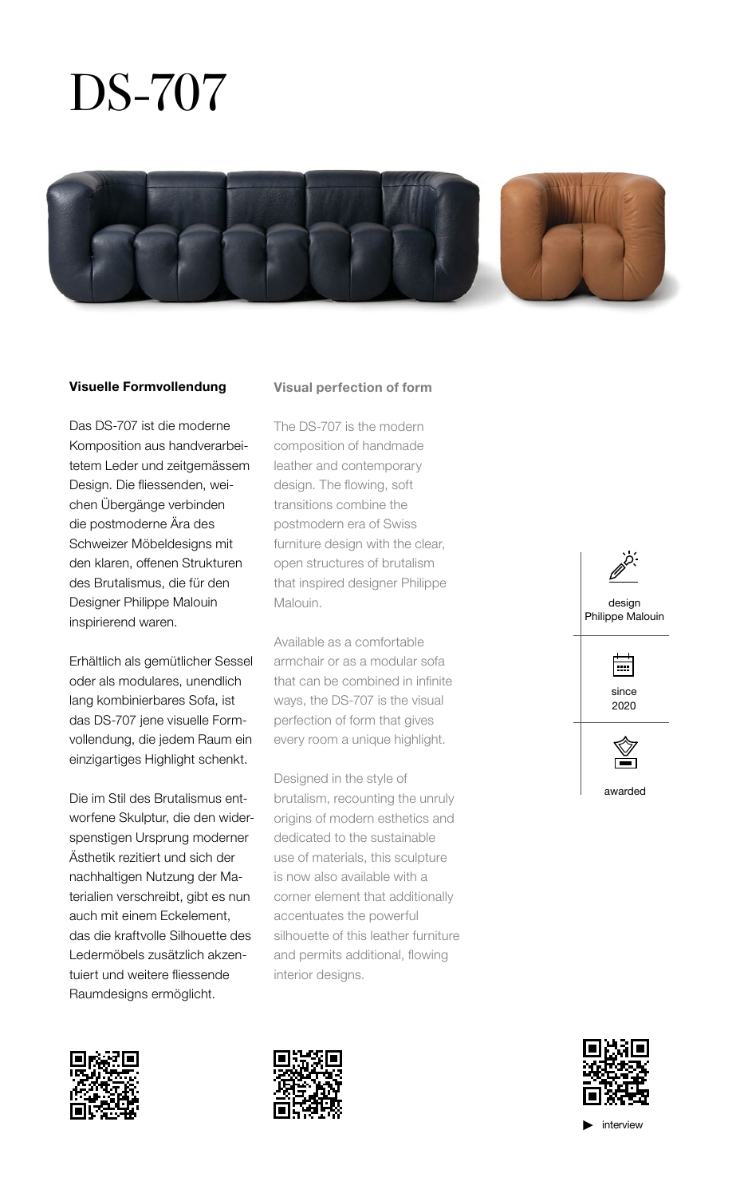# DS-707

**Visuelle Formvollendung**

Das DS-707 ist die moderne Komposition aus handverarbeitetem Leder und zeitgemässem Design. Die fliessenden, weichen Übergänge verbinden die postmoderne Ära des Schweizer Möbeldesigns mit den klaren, offenen Strukturen des Brutalismus, die für den Designer Philippe Malouin inspirierend waren.

Erhältlich als gemütlicher Sessel oder als modulares, unendlich lang kombinierbares Sofa, ist das DS-707 jene visuelle Formvollendung, die jedem Raum ein einzigartiges Highlight schenkt.

Die im Stil des Brutalismus entworfene Skulptur, die den widerspenstigen Ursprung moderner Ästhetik rezitiert und sich der nachhaltigen Nutzung der Materialien verschreibt, gibt es nun auch mit einem Eckelement, das die kraftvolle Silhouette des Ledermöbels zusätzlich akzentuiert und weitere fliessende Raumdesigns ermöglicht.

**Visual perfection of form**

The DS-707 is the modern composition of handmade leather and contemporary design. The flowing, soft transitions combine the postmodern era of Swiss furniture design with the clear, open structures of brutalism that inspired designer Philippe Malouin.

Available as a comfortable armchair or as a modular sofa that can be combined in infinite ways, the DS-707 is the visual perfection of form that gives every room a unique highlight.

Designed in the style of brutalism, recounting the unruly origins of modern esthetics and dedicated to the sustainable use of materials, this sculpture is now also available with a corner element that additionally accentuates the powerful silhouette of this leather furniture and permits additional, flowing interior designs.

design
Philippe Malouin

since
2020

awarded

▶ interview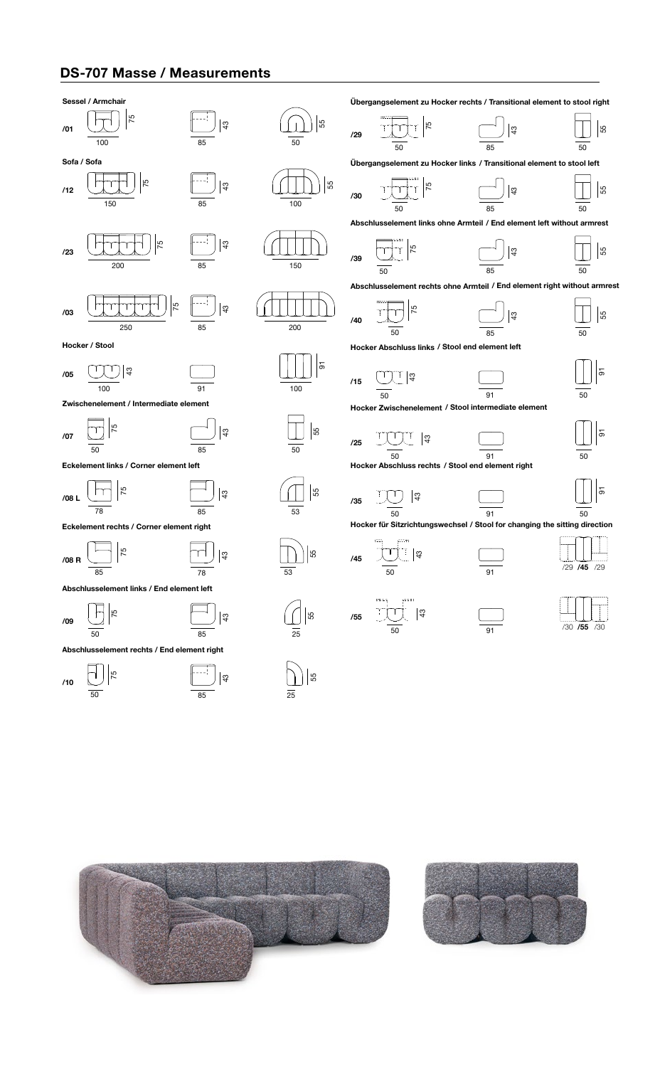## DS-707 Masse / Measurements

**Sessel / Armchair**

| | | | |
|---|---|---|---|
| **/01** | 100 × 75 | 85 × 43 | 50 × 55 |

**Sofa / Sofa**

| | | | |
|---|---|---|---|
| **/12** | 150 × 75 | 85 × 43 | 100 × 55 |
| **/23** | 200 × 75 | 85 × 43 | 150 |
| **/03** | 250 × 75 | 85 × 43 | 200 |

**Hocker / Stool**

| | | | |
|---|---|---|---|
| **/05** | 100 × 43 | 91 | 100 × 91 |

**Zwischenelement / Intermediate element**

| | | | |
|---|---|---|---|
| **/07** | 50 × 75 | 85 × 43 | 50 × 55 |

**Eckelement links / Corner element left**

| | | | |
|---|---|---|---|
| **/08 L** | 78 × 75 | 85 × 43 | 53 × 55 |

**Eckelement rechts / Corner element right**

| | | | |
|---|---|---|---|
| **/08 R** | 85 × 75 | 78 × 43 | 53 × 55 |

**Abschlusselement links / End element left**

| | | | |
|---|---|---|---|
| **/09** | 50 × 75 | 85 × 43 | 25 × 55 |

**Abschlusselement rechts / End element right**

| | | | |
|---|---|---|---|
| **/10** | 50 × 75 | 85 × 43 | 25 × 55 |

**Übergangselement zu Hocker rechts / Transitional element to stool right**

| | | | |
|---|---|---|---|
| **/29** | 50 × 75 | 85 × 43 | 50 × 55 |

**Übergangselement zu Hocker links / Transitional element to stool left**

| | | | |
|---|---|---|---|
| **/30** | 50 × 75 | 85 × 43 | 50 × 55 |

**Abschlusselement links ohne Armteil / End element left without armrest**

| | | | |
|---|---|---|---|
| **/39** | 50 × 75 | 85 × 43 | 50 × 55 |

**Abschlusselement rechts ohne Armteil / End element right without armrest**

| | | | |
|---|---|---|---|
| **/40** | 50 × 75 | 85 × 43 | 50 × 55 |

**Hocker Abschluss links / Stool end element left**

| | | | |
|---|---|---|---|
| **/15** | 50 × 43 | 91 | 50 × 91 |

**Hocker Zwischenelement / Stool intermediate element**

| | | | |
|---|---|---|---|
| **/25** | 50 × 43 | 91 | 50 × 91 |

**Hocker Abschluss rechts / Stool end element right**

| | | | |
|---|---|---|---|
| **/35** | 50 × 43 | 91 | 50 × 91 |

**Hocker für Sitzrichtungswechsel / Stool for changing the sitting direction**

| | | | |
|---|---|---|---|
| **/45** | 50 × 43 | 91 | /29 **/45** /29 |
| **/55** | 50 × 43 | 91 | /30 **/55** /30 |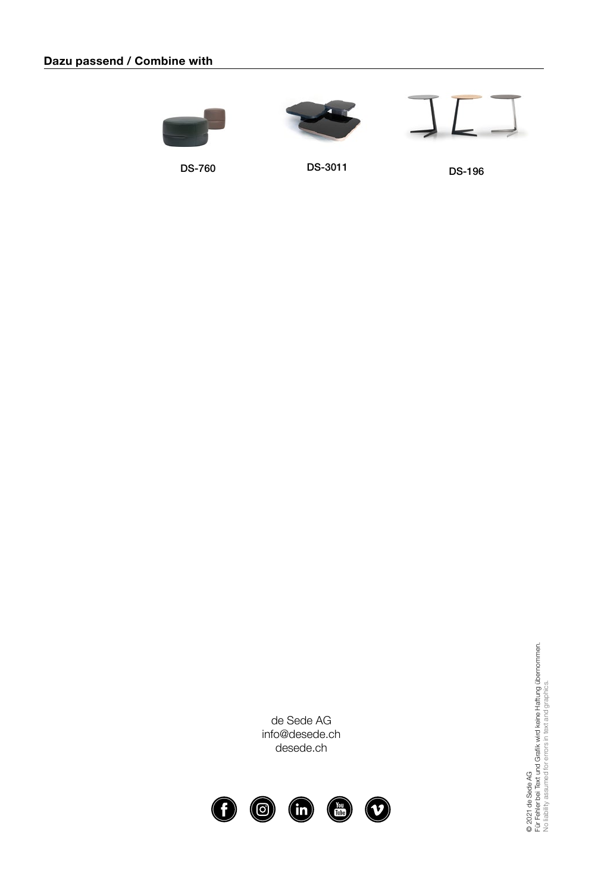**Dazu passend / Combine with**

DS-760

DS-3011

DS-196

de Sede AG
info@desede.ch
desede.ch

© 2021 de Sede AG
Für Fehler bei Text und Grafik wird keine Haftung übernommen.
No liability assumed for errors in text and graphics.